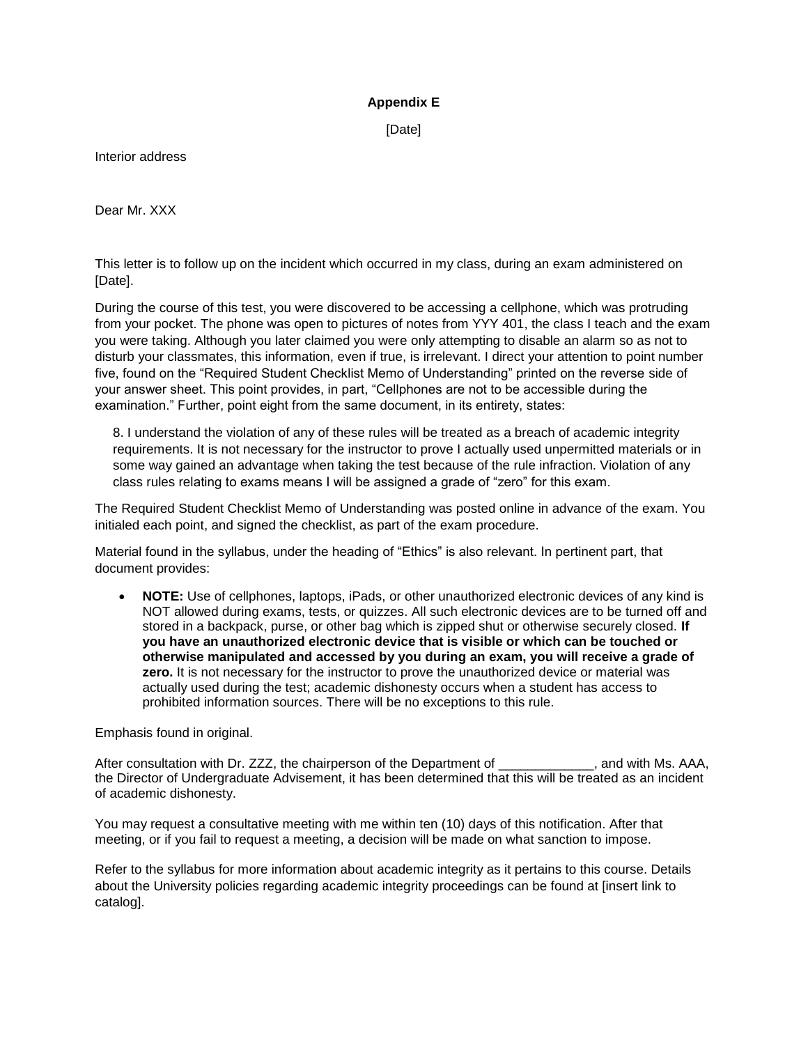**Appendix E**

[Date]

Interior address

Dear Mr. XXX

This letter is to follow up on the incident which occurred in my class, during an exam administered on [Date].

During the course of this test, you were discovered to be accessing a cellphone, which was protruding from your pocket. The phone was open to pictures of notes from YYY 401, the class I teach and the exam you were taking. Although you later claimed you were only attempting to disable an alarm so as not to disturb your classmates, this information, even if true, is irrelevant. I direct your attention to point number five, found on the "Required Student Checklist Memo of Understanding" printed on the reverse side of your answer sheet. This point provides, in part, "Cellphones are not to be accessible during the examination." Further, point eight from the same document, in its entirety, states:

> 8. I understand the violation of any of these rules will be treated as a breach of academic integrity requirements. It is not necessary for the instructor to prove I actually used unpermitted materials or in some way gained an advantage when taking the test because of the rule infraction. Violation of any class rules relating to exams means I will be assigned a grade of "zero" for this exam.

The Required Student Checklist Memo of Understanding was posted online in advance of the exam. You initialed each point, and signed the checklist, as part of the exam procedure.

Material found in the syllabus, under the heading of "Ethics" is also relevant. In pertinent part, that document provides:

- **NOTE:** Use of cellphones, laptops, iPads, or other unauthorized electronic devices of any kind is NOT allowed during exams, tests, or quizzes. All such electronic devices are to be turned off and stored in a backpack, purse, or other bag which is zipped shut or otherwise securely closed. **If you have an unauthorized electronic device that is visible or which can be touched or otherwise manipulated and accessed by you during an exam, you will receive a grade of zero.** It is not necessary for the instructor to prove the unauthorized device or material was actually used during the test; academic dishonesty occurs when a student has access to prohibited information sources. There will be no exceptions to this rule.

Emphasis found in original.

After consultation with Dr. ZZZ, the chairperson of the Department of _____________, and with Ms. AAA, the Director of Undergraduate Advisement, it has been determined that this will be treated as an incident of academic dishonesty.

You may request a consultative meeting with me within ten (10) days of this notification. After that meeting, or if you fail to request a meeting, a decision will be made on what sanction to impose.

Refer to the syllabus for more information about academic integrity as it pertains to this course. Details about the University policies regarding academic integrity proceedings can be found at [insert link to catalog].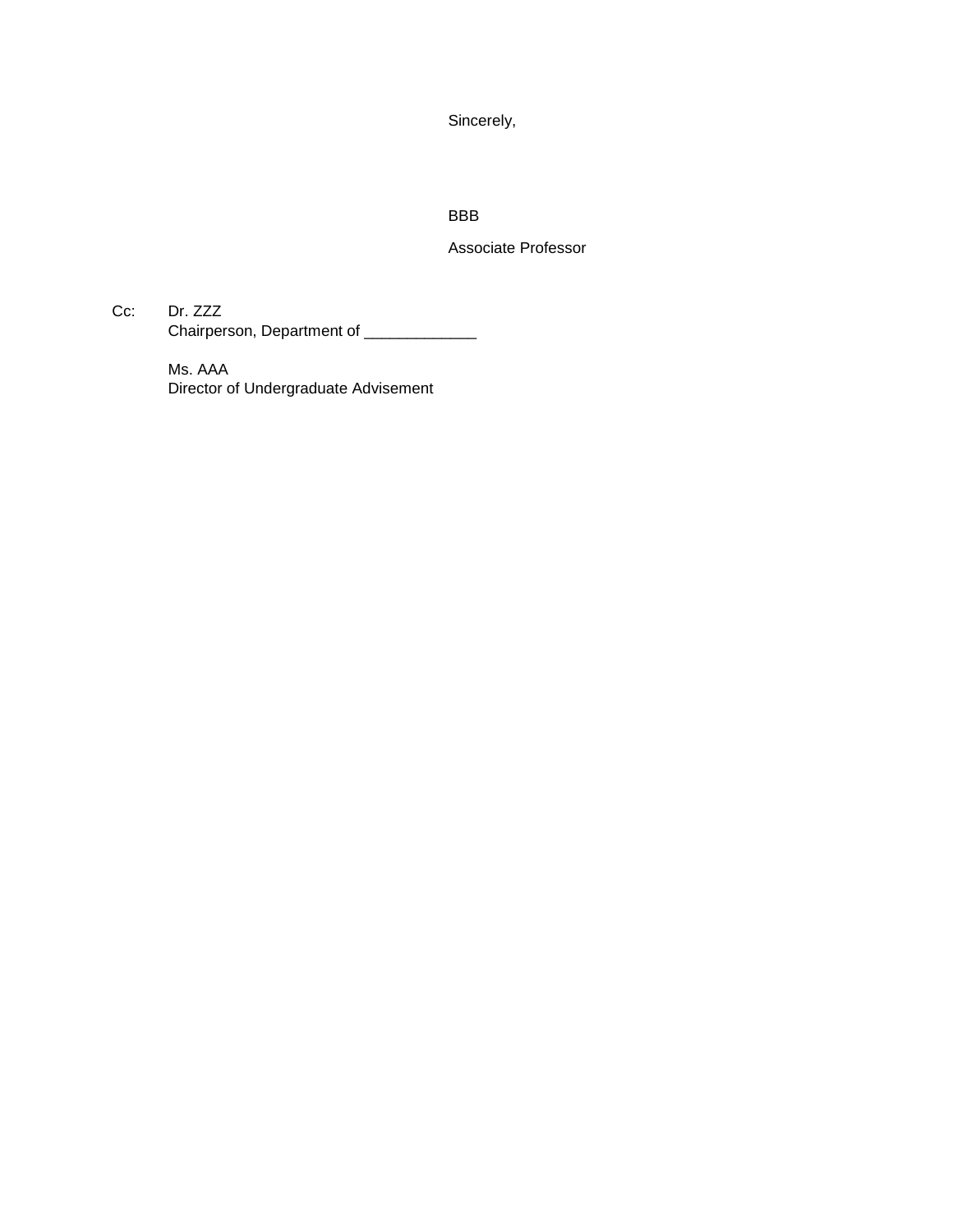Sincerely,

BBB

Associate Professor

Cc: Dr. ZZZ
Chairperson, Department of _____________

Ms. AAA
Director of Undergraduate Advisement